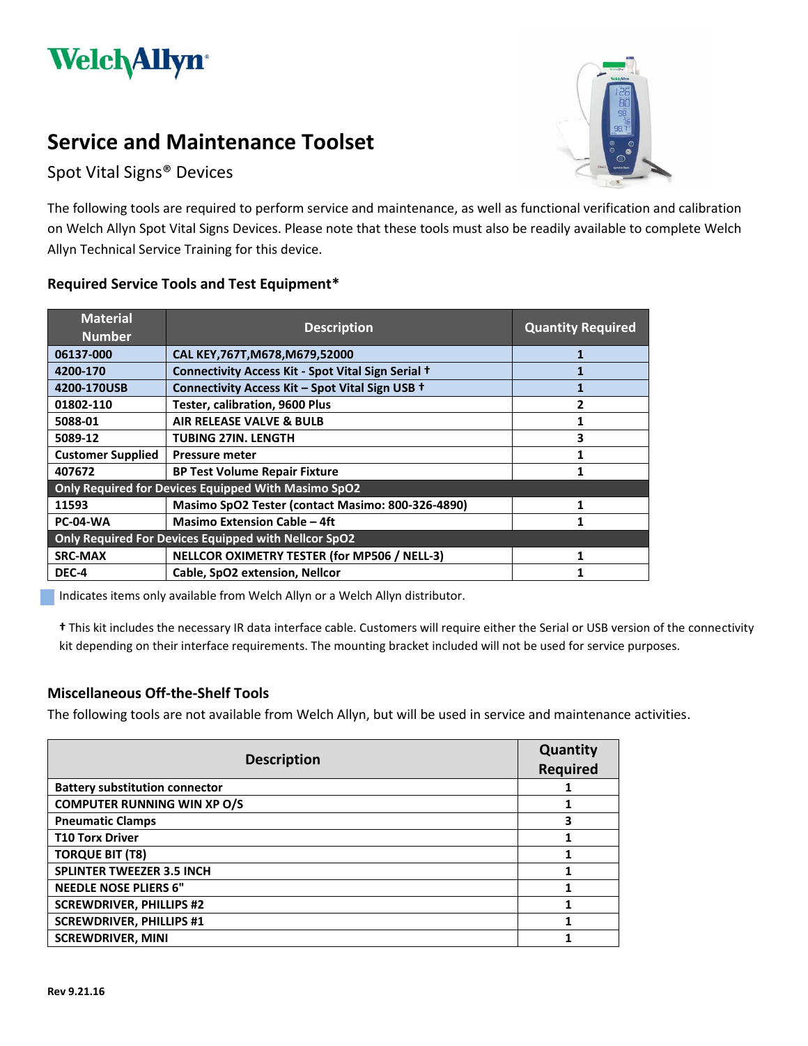Welch Allyn

# Service and Maintenance Toolset

Spot Vital Signs® Devices

The following tools are required to perform service and maintenance, as well as functional verification and calibration on Welch Allyn Spot Vital Signs Devices. Please note that these tools must also be readily available to complete Welch Allyn Technical Service Training for this device.

### Required Service Tools and Test Equipment*

| Material Number | Description | Quantity Required |
|---|---|---|
| 06137-000 | CAL KEY,767T,M678,M679,52000 | 1 |
| 4200-170 | Connectivity Access Kit - Spot Vital Sign Serial † | 1 |
| 4200-170USB | Connectivity Access Kit – Spot Vital Sign USB † | 1 |
| 01802-110 | Tester, calibration, 9600 Plus | 2 |
| 5088-01 | AIR RELEASE VALVE & BULB | 1 |
| 5089-12 | TUBING 27IN. LENGTH | 3 |
| Customer Supplied | Pressure meter | 1 |
| 407672 | BP Test Volume Repair Fixture | 1 |
| **Only Required for Devices Equipped With Masimo SpO2** | | |
| 11593 | Masimo SpO2 Tester (contact Masimo: 800-326-4890) | 1 |
| PC-04-WA | Masimo Extension Cable – 4ft | 1 |
| **Only Required For Devices Equipped with Nellcor SpO2** | | |
| SRC-MAX | NELLCOR OXIMETRY TESTER (for MP506 / NELL-3) | 1 |
| DEC-4 | Cable, SpO2 extension, Nellcor | 1 |

Indicates items only available from Welch Allyn or a Welch Allyn distributor.

† This kit includes the necessary IR data interface cable. Customers will require either the Serial or USB version of the connectivity kit depending on their interface requirements. The mounting bracket included will not be used for service purposes.

### Miscellaneous Off-the-Shelf Tools

The following tools are not available from Welch Allyn, but will be used in service and maintenance activities.

| Description | Quantity Required |
|---|---|
| Battery substitution connector | 1 |
| COMPUTER RUNNING WIN XP O/S | 1 |
| Pneumatic Clamps | 3 |
| T10 Torx Driver | 1 |
| TORQUE BIT (T8) | 1 |
| SPLINTER TWEEZER 3.5 INCH | 1 |
| NEEDLE NOSE PLIERS 6" | 1 |
| SCREWDRIVER, PHILLIPS #2 | 1 |
| SCREWDRIVER, PHILLIPS #1 | 1 |
| SCREWDRIVER, MINI | 1 |

Rev 9.21.16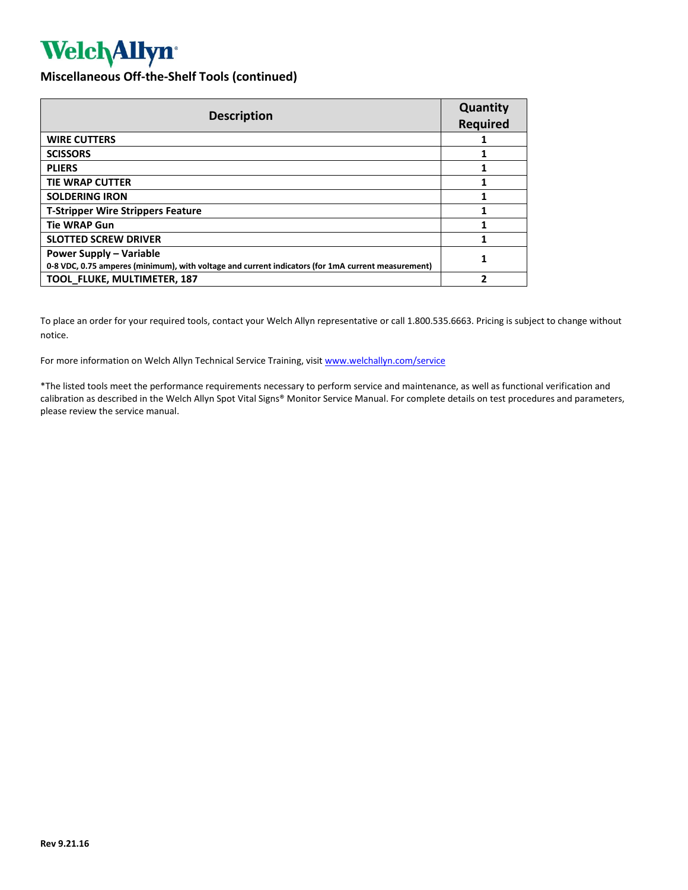## Miscellaneous Off-the-Shelf Tools (continued)

| Description | Quantity Required |
|---|---|
| **WIRE CUTTERS** | **1** |
| **SCISSORS** | **1** |
| **PLIERS** | **1** |
| **TIE WRAP CUTTER** | **1** |
| **SOLDERING IRON** | **1** |
| **T-Stripper Wire Strippers Feature** | **1** |
| **Tie WRAP Gun** | **1** |
| **SLOTTED SCREW DRIVER** | **1** |
| **Power Supply – Variable**<br>**0-8 VDC, 0.75 amperes (minimum), with voltage and current indicators (for 1mA current measurement)** | **1** |
| **TOOL_FLUKE, MULTIMETER, 187** | **2** |

To place an order for your required tools, contact your Welch Allyn representative or call 1.800.535.6663. Pricing is subject to change without notice.

For more information on Welch Allyn Technical Service Training, visit www.welchallyn.com/service

*The listed tools meet the performance requirements necessary to perform service and maintenance, as well as functional verification and calibration as described in the Welch Allyn Spot Vital Signs® Monitor Service Manual. For complete details on test procedures and parameters, please review the service manual.

**Rev 9.21.16**